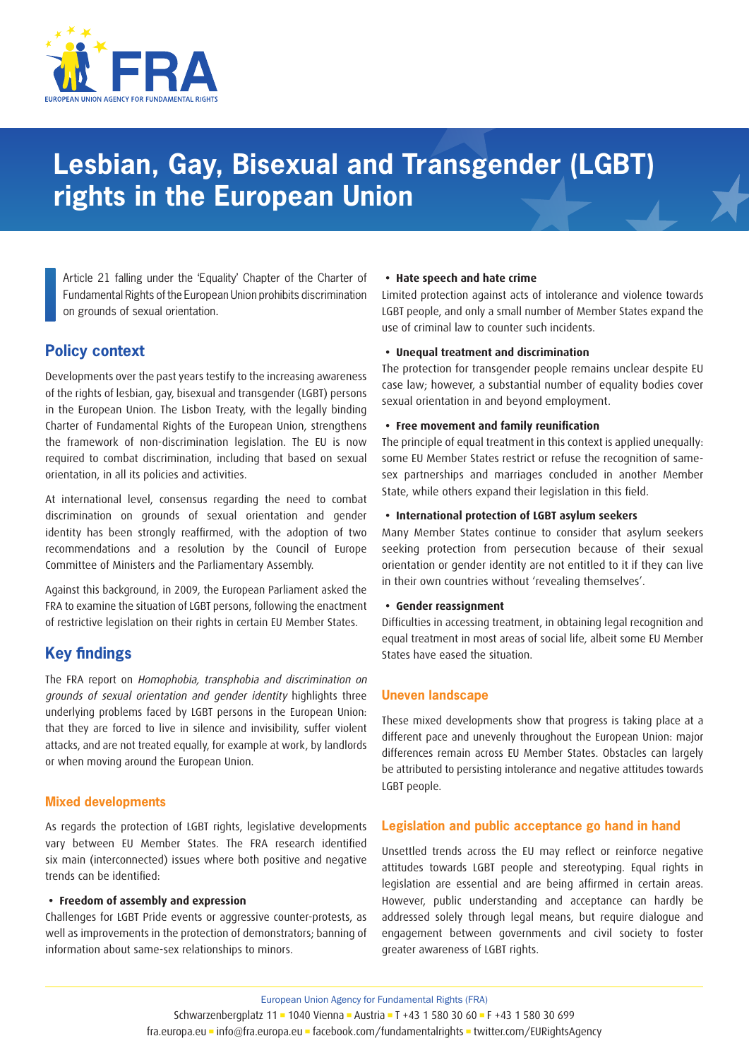# Lesbian, Gay, Bisexual and Transgender (LGBT) rights in the European Union

Article 21 falling under the 'Equality' Chapter of the Charter of Fundamental Rights of the European Union prohibits discrimination on grounds of sexual orientation.

## Policy context

Developments over the past years testify to the increasing awareness of the rights of lesbian, gay, bisexual and transgender (LGBT) persons in the European Union. The Lisbon Treaty, with the legally binding Charter of Fundamental Rights of the European Union, strengthens the framework of non-discrimination legislation. The EU is now required to combat discrimination, including that based on sexual orientation, in all its policies and activities.

At international level, consensus regarding the need to combat discrimination on grounds of sexual orientation and gender identity has been strongly reaffirmed, with the adoption of two recommendations and a resolution by the Council of Europe Committee of Ministers and the Parliamentary Assembly.

Against this background, in 2009, the European Parliament asked the FRA to examine the situation of LGBT persons, following the enactment of restrictive legislation on their rights in certain EU Member States.

## Key findings

The FRA report on *Homophobia, transphobia and discrimination on grounds of sexual orientation and gender identity* highlights three underlying problems faced by LGBT persons in the European Union: that they are forced to live in silence and invisibility, suffer violent attacks, and are not treated equally, for example at work, by landlords or when moving around the European Union.

### Mixed developments

As regards the protection of LGBT rights, legislative developments vary between EU Member States. The FRA research identified six main (interconnected) issues where both positive and negative trends can be identified:

- **Freedom of assembly and expression**
  Challenges for LGBT Pride events or aggressive counter-protests, as well as improvements in the protection of demonstrators; banning of information about same-sex relationships to minors.

- **Hate speech and hate crime**
  Limited protection against acts of intolerance and violence towards LGBT people, and only a small number of Member States expand the use of criminal law to counter such incidents.

- **Unequal treatment and discrimination**
  The protection for transgender people remains unclear despite EU case law; however, a substantial number of equality bodies cover sexual orientation in and beyond employment.

- **Free movement and family reunification**
  The principle of equal treatment in this context is applied unequally: some EU Member States restrict or refuse the recognition of same-sex partnerships and marriages concluded in another Member State, while others expand their legislation in this field.

- **International protection of LGBT asylum seekers**
  Many Member States continue to consider that asylum seekers seeking protection from persecution because of their sexual orientation or gender identity are not entitled to it if they can live in their own countries without 'revealing themselves'.

- **Gender reassignment**
  Difficulties in accessing treatment, in obtaining legal recognition and equal treatment in most areas of social life, albeit some EU Member States have eased the situation.

### Uneven landscape

These mixed developments show that progress is taking place at a different pace and unevenly throughout the European Union: major differences remain across EU Member States. Obstacles can largely be attributed to persisting intolerance and negative attitudes towards LGBT people.

### Legislation and public acceptance go hand in hand

Unsettled trends across the EU may reflect or reinforce negative attitudes towards LGBT people and stereotyping. Equal rights in legislation are essential and are being affirmed in certain areas. However, public understanding and acceptance can hardly be addressed solely through legal means, but require dialogue and engagement between governments and civil society to foster greater awareness of LGBT rights.

European Union Agency for Fundamental Rights (FRA)
Schwarzenbergplatz 11 ▪ 1040 Vienna ▪ Austria ▪ T +43 1 580 30 60 ▪ F +43 1 580 30 699
fra.europa.eu ▪ info@fra.europa.eu ▪ facebook.com/fundamentalrights ▪ twitter.com/EURightsAgency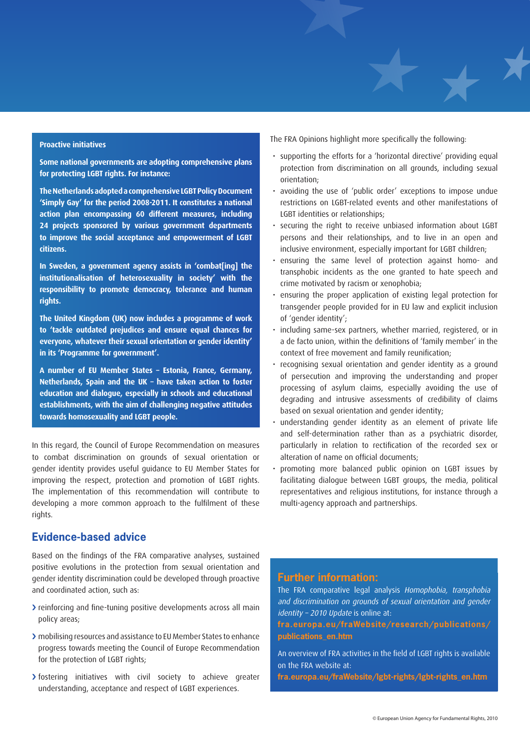**Proactive initiatives**

**Some national governments are adopting comprehensive plans for protecting LGBT rights. For instance:**

**The Netherlands adopted a comprehensive LGBT Policy Document 'Simply Gay' for the period 2008-2011. It constitutes a national action plan encompassing 60 different measures, including 24 projects sponsored by various government departments to improve the social acceptance and empowerment of LGBT citizens.**

**In Sweden, a government agency assists in 'combat[ing] the institutionalisation of heterosexuality in society' with the responsibility to promote democracy, tolerance and human rights.**

**The United Kingdom (UK) now includes a programme of work to 'tackle outdated prejudices and ensure equal chances for everyone, whatever their sexual orientation or gender identity' in its 'Programme for government'.**

**A number of EU Member States – Estonia, France, Germany, Netherlands, Spain and the UK – have taken action to foster education and dialogue, especially in schools and educational establishments, with the aim of challenging negative attitudes towards homosexuality and LGBT people.**

In this regard, the Council of Europe Recommendation on measures to combat discrimination on grounds of sexual orientation or gender identity provides useful guidance to EU Member States for improving the respect, protection and promotion of LGBT rights. The implementation of this recommendation will contribute to developing a more common approach to the fulfilment of these rights.

## Evidence-based advice

Based on the findings of the FRA comparative analyses, sustained positive evolutions in the protection from sexual orientation and gender identity discrimination could be developed through proactive and coordinated action, such as:

- reinforcing and fine-tuning positive developments across all main policy areas;
- mobilising resources and assistance to EU Member States to enhance progress towards meeting the Council of Europe Recommendation for the protection of LGBT rights;
- fostering initiatives with civil society to achieve greater understanding, acceptance and respect of LGBT experiences.

The FRA Opinions highlight more specifically the following:

- supporting the efforts for a 'horizontal directive' providing equal protection from discrimination on all grounds, including sexual orientation;
- avoiding the use of 'public order' exceptions to impose undue restrictions on LGBT-related events and other manifestations of LGBT identities or relationships;
- securing the right to receive unbiased information about LGBT persons and their relationships, and to live in an open and inclusive environment, especially important for LGBT children;
- ensuring the same level of protection against homo- and transphobic incidents as the one granted to hate speech and crime motivated by racism or xenophobia;
- ensuring the proper application of existing legal protection for transgender people provided for in EU law and explicit inclusion of 'gender identity';
- including same-sex partners, whether married, registered, or in a de facto union, within the definitions of 'family member' in the context of free movement and family reunification;
- recognising sexual orientation and gender identity as a ground of persecution and improving the understanding and proper processing of asylum claims, especially avoiding the use of degrading and intrusive assessments of credibility of claims based on sexual orientation and gender identity;
- understanding gender identity as an element of private life and self-determination rather than as a psychiatric disorder, particularly in relation to rectification of the recorded sex or alteration of name on official documents;
- promoting more balanced public opinion on LGBT issues by facilitating dialogue between LGBT groups, the media, political representatives and religious institutions, for instance through a multi-agency approach and partnerships.

## Further information:

The FRA comparative legal analysis *Homophobia, transphobia and discrimination on grounds of sexual orientation and gender identity – 2010 Update* is online at:
**fra.europa.eu/fraWebsite/research/publications/publications_en.htm**

An overview of FRA activities in the field of LGBT rights is available on the FRA website at:
**fra.europa.eu/fraWebsite/lgbt-rights/lgbt-rights_en.htm**

© European Union Agency for Fundamental Rights, 2010